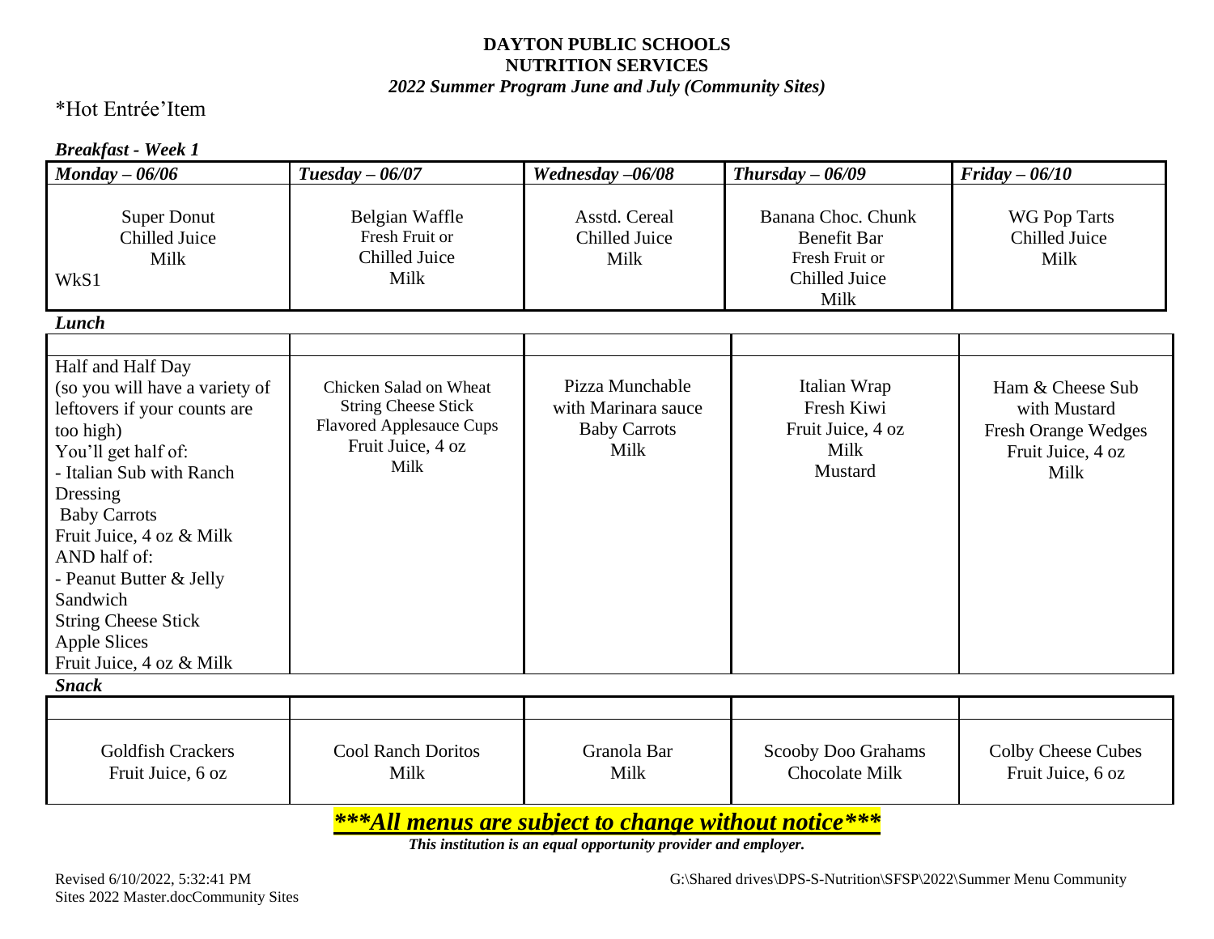**DAYTON PUBLIC SCHOOLS**
**NUTRITION SERVICES**
***2022 Summer Program June and July (Community Sites)***

*Hot Entrée'Item

***Breakfast - Week 1***

| *Monday – 06/06* | *Tuesday – 06/07* | *Wednesday –06/08* | *Thursday – 06/09* | *Friday – 06/10* |
|---|---|---|---|---|
| Super Donut<br>Chilled Juice<br>Milk<br>WkS1 | Belgian Waffle<br>Fresh Fruit or<br>Chilled Juice<br>Milk | Asstd. Cereal<br>Chilled Juice<br>Milk | Banana Choc. Chunk<br>Benefit Bar<br>Fresh Fruit or<br>Chilled Juice<br>Milk | WG Pop Tarts<br>Chilled Juice<br>Milk |

***Lunch***

| | | | | |
|---|---|---|---|---|
| Half and Half Day<br>(so you will have a variety of leftovers if your counts are too high)<br>You'll get half of:<br>- Italian Sub with Ranch Dressing<br>Baby Carrots<br>Fruit Juice, 4 oz & Milk<br>AND half of:<br>- Peanut Butter & Jelly Sandwich<br>String Cheese Stick<br>Apple Slices<br>Fruit Juice, 4 oz & Milk | Chicken Salad on Wheat<br>String Cheese Stick<br>Flavored Applesauce Cups<br>Fruit Juice, 4 oz<br>Milk | Pizza Munchable<br>with Marinara sauce<br>Baby Carrots<br>Milk | Italian Wrap<br>Fresh Kiwi<br>Fruit Juice, 4 oz<br>Milk<br>Mustard | Ham & Cheese Sub<br>with Mustard<br>Fresh Orange Wedges<br>Fruit Juice, 4 oz<br>Milk |

***Snack***

| | | | | |
|---|---|---|---|---|
| Goldfish Crackers<br>Fruit Juice, 6 oz | Cool Ranch Doritos<br>Milk | Granola Bar<br>Milk | Scooby Doo Grahams<br>Chocolate Milk | Colby Cheese Cubes<br>Fruit Juice, 6 oz |

***\*\*\*All menus are subject to change without notice\*\*\****

***This institution is an equal opportunity provider and employer.***

Revised 6/10/2022, 5:32:41 PM G:\Shared drives\DPS-S-Nutrition\SFSP\2022\Summer Menu Community Sites 2022 Master.docCommunity Sites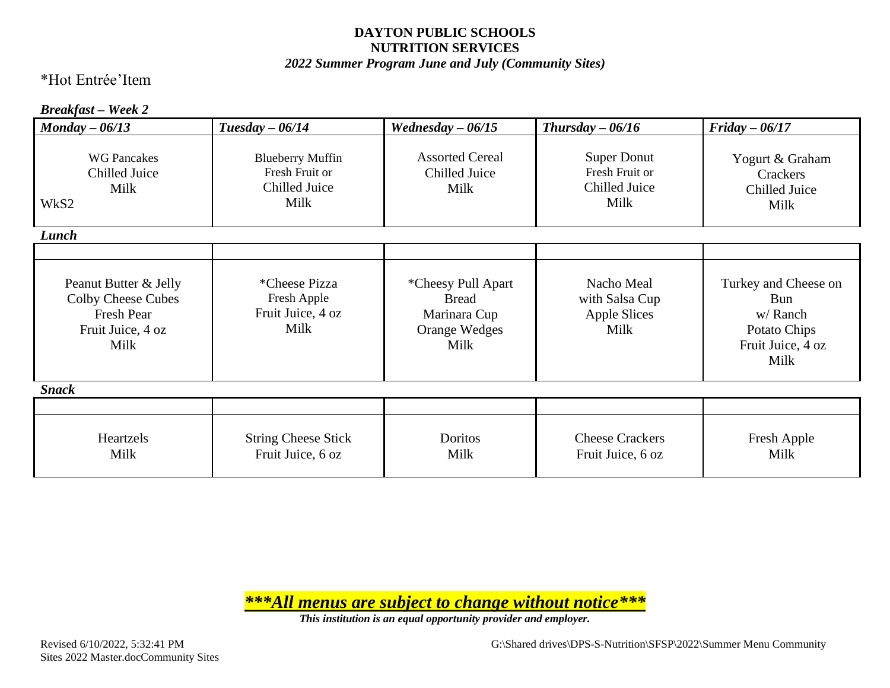**DAYTON PUBLIC SCHOOLS**
**NUTRITION SERVICES**
***2022 Summer Program June and July (Community Sites)***

*Hot Entrée'Item

***Breakfast – Week 2***

| *Monday – 06/13* | *Tuesday – 06/14* | *Wednesday – 06/15* | *Thursday – 06/16* | *Friday – 06/17* |
|---|---|---|---|---|
| WG Pancakes<br>Chilled Juice<br>Milk<br>WkS2 | Blueberry Muffin<br>Fresh Fruit or<br>Chilled Juice<br>Milk | Assorted Cereal<br>Chilled Juice<br>Milk | Super Donut<br>Fresh Fruit or<br>Chilled Juice<br>Milk | Yogurt & Graham Crackers<br>Chilled Juice<br>Milk |

***Lunch***

| | | | | |
|---|---|---|---|---|
| Peanut Butter & Jelly<br>Colby Cheese Cubes<br>Fresh Pear<br>Fruit Juice, 4 oz<br>Milk | *Cheese Pizza<br>Fresh Apple<br>Fruit Juice, 4 oz<br>Milk | *Cheesy Pull Apart Bread<br>Marinara Cup<br>Orange Wedges<br>Milk | Nacho Meal<br>with Salsa Cup<br>Apple Slices<br>Milk | Turkey and Cheese on Bun<br>w/ Ranch<br>Potato Chips<br>Fruit Juice, 4 oz<br>Milk |

***Snack***

| | | | | |
|---|---|---|---|---|
| Heartzels<br>Milk | String Cheese Stick<br>Fruit Juice, 6 oz | Doritos<br>Milk | Cheese Crackers<br>Fruit Juice, 6 oz | Fresh Apple<br>Milk |

***\*\*\*All menus are subject to change without notice\*\*\****

***This institution is an equal opportunity provider and employer.***

Revised 6/10/2022, 5:32:41 PM G:\Shared drives\DPS-S-Nutrition\SFSP\2022\Summer Menu Community Sites 2022 Master.docCommunity Sites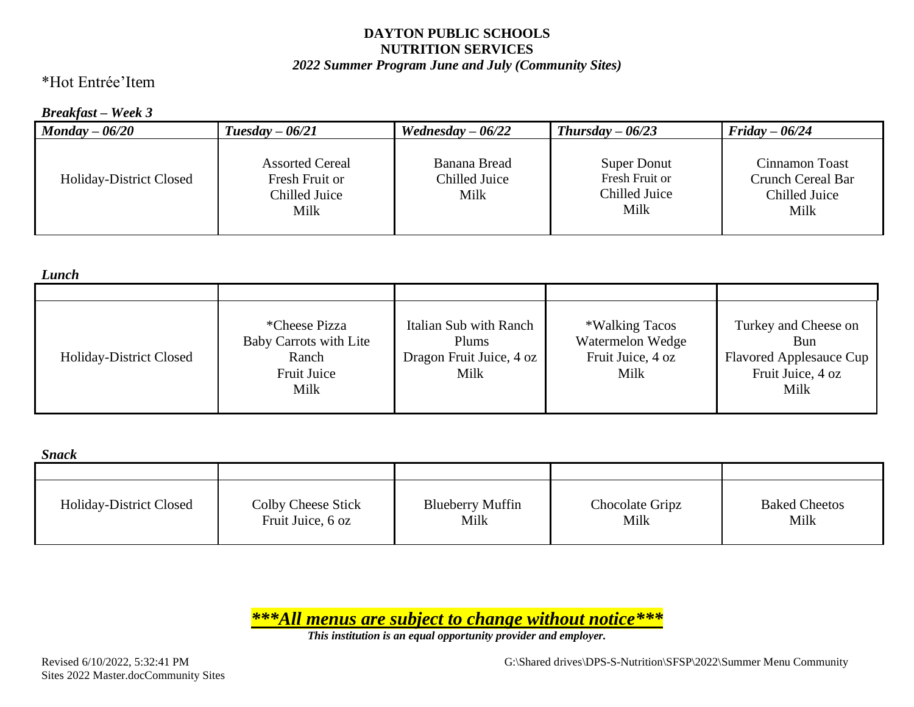**DAYTON PUBLIC SCHOOLS**
**NUTRITION SERVICES**
***2022 Summer Program June and July (Community Sites)***

*Hot Entrée'Item

***Breakfast – Week 3***

| ***Monday – 06/20*** | ***Tuesday – 06/21*** | ***Wednesday – 06/22*** | ***Thursday – 06/23*** | ***Friday – 06/24*** |
|---|---|---|---|---|
| Holiday-District Closed | Assorted Cereal<br>Fresh Fruit or<br>Chilled Juice<br>Milk | Banana Bread<br>Chilled Juice<br>Milk | Super Donut<br>Fresh Fruit or<br>Chilled Juice<br>Milk | Cinnamon Toast<br>Crunch Cereal Bar<br>Chilled Juice<br>Milk |

***Lunch***

| | | | | |
|---|---|---|---|---|
| Holiday-District Closed | *Cheese Pizza<br>Baby Carrots with Lite Ranch<br>Fruit Juice<br>Milk | Italian Sub with Ranch<br>Plums<br>Dragon Fruit Juice, 4 oz<br>Milk | *Walking Tacos<br>Watermelon Wedge<br>Fruit Juice, 4 oz<br>Milk | Turkey and Cheese on Bun<br>Flavored Applesauce Cup<br>Fruit Juice, 4 oz<br>Milk |

***Snack***

| | | | | |
|---|---|---|---|---|
| Holiday-District Closed | Colby Cheese Stick<br>Fruit Juice, 6 oz | Blueberry Muffin<br>Milk | Chocolate Gripz<br>Milk | Baked Cheetos<br>Milk |

***\*\*\*All menus are subject to change without notice\*\*\****

***This institution is an equal opportunity provider and employer.***

Revised 6/10/2022, 5:32:41 PM G:\Shared drives\DPS-S-Nutrition\SFSP\2022\Summer Menu Community Sites 2022 Master.docCommunity Sites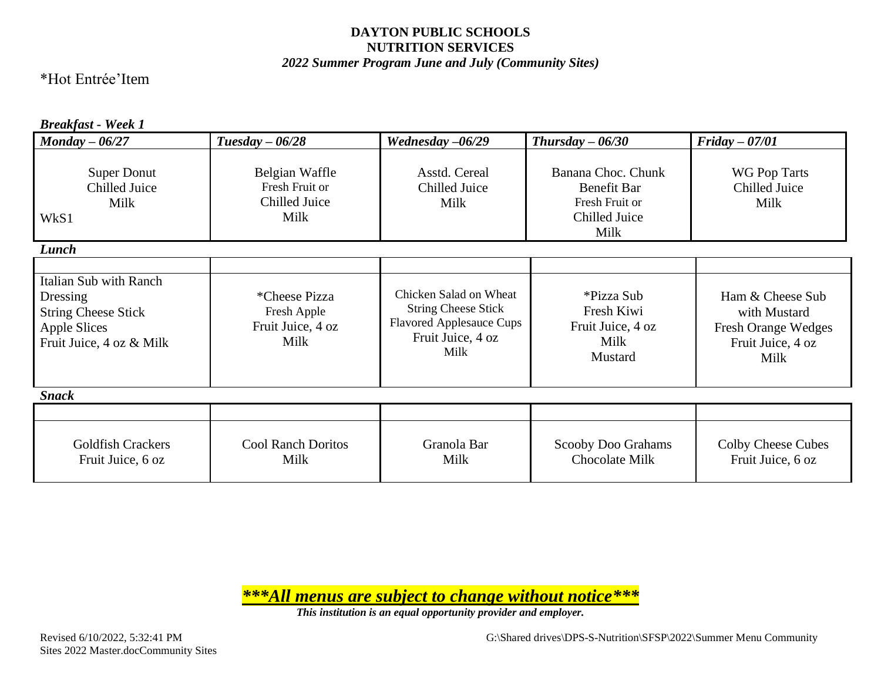**DAYTON PUBLIC SCHOOLS**
**NUTRITION SERVICES**
***2022 Summer Program June and July (Community Sites)***

*Hot Entrée'Item

***Breakfast - Week 1***

| ***Monday – 06/27*** | ***Tuesday – 06/28*** | ***Wednesday –06/29*** | ***Thursday – 06/30*** | ***Friday – 07/01*** |
|---|---|---|---|---|
| Super Donut<br>Chilled Juice<br>Milk<br>WkS1 | Belgian Waffle<br>Fresh Fruit or<br>Chilled Juice<br>Milk | Asstd. Cereal<br>Chilled Juice<br>Milk | Banana Choc. Chunk<br>Benefit Bar<br>Fresh Fruit or<br>Chilled Juice<br>Milk | WG Pop Tarts<br>Chilled Juice<br>Milk |

***Lunch***

| | | | | |
|---|---|---|---|---|
| Italian Sub with Ranch Dressing<br>String Cheese Stick<br>Apple Slices<br>Fruit Juice, 4 oz & Milk | *Cheese Pizza<br>Fresh Apple<br>Fruit Juice, 4 oz<br>Milk | Chicken Salad on Wheat<br>String Cheese Stick<br>Flavored Applesauce Cups<br>Fruit Juice, 4 oz<br>Milk | *Pizza Sub<br>Fresh Kiwi<br>Fruit Juice, 4 oz<br>Milk<br>Mustard | Ham & Cheese Sub with Mustard<br>Fresh Orange Wedges<br>Fruit Juice, 4 oz<br>Milk |

***Snack***

| | | | | |
|---|---|---|---|---|
| Goldfish Crackers<br>Fruit Juice, 6 oz | Cool Ranch Doritos<br>Milk | Granola Bar<br>Milk | Scooby Doo Grahams<br>Chocolate Milk | Colby Cheese Cubes<br>Fruit Juice, 6 oz |

***All menus are subject to change without notice***

***This institution is an equal opportunity provider and employer.***

Revised 6/10/2022, 5:32:41 PM G:\Shared drives\DPS-S-Nutrition\SFSP\2022\Summer Menu Community Sites 2022 Master.docCommunity Sites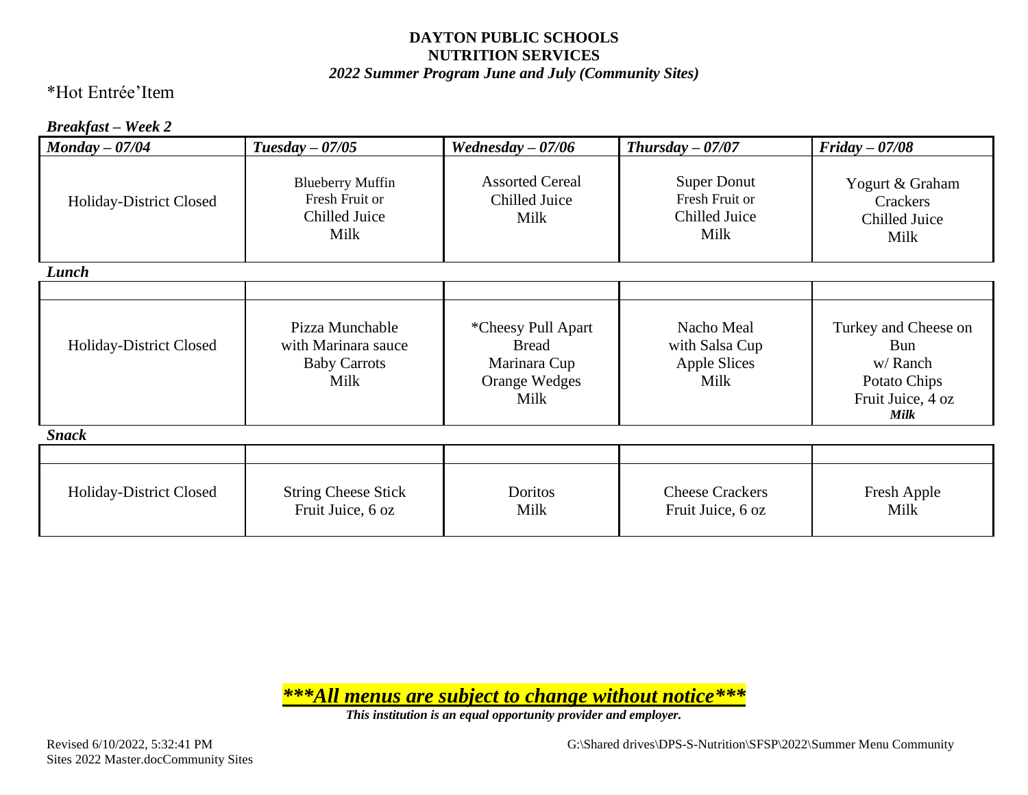**DAYTON PUBLIC SCHOOLS**
**NUTRITION SERVICES**
***2022 Summer Program June and July (Community Sites)***

*Hot Entrée'Item

***Breakfast – Week 2***

| *Monday – 07/04* | *Tuesday – 07/05* | *Wednesday – 07/06* | *Thursday – 07/07* | *Friday – 07/08* |
|---|---|---|---|---|
| Holiday-District Closed | Blueberry Muffin<br>Fresh Fruit or<br>Chilled Juice<br>Milk | Assorted Cereal<br>Chilled Juice<br>Milk | Super Donut<br>Fresh Fruit or<br>Chilled Juice<br>Milk | Yogurt & Graham Crackers<br>Chilled Juice<br>Milk |

***Lunch***

| | | | | |
|---|---|---|---|---|
| Holiday-District Closed | Pizza Munchable<br>with Marinara sauce<br>Baby Carrots<br>Milk | *Cheesy Pull Apart Bread<br>Marinara Cup<br>Orange Wedges<br>Milk | Nacho Meal<br>with Salsa Cup<br>Apple Slices<br>Milk | Turkey and Cheese on Bun<br>w/ Ranch<br>Potato Chips<br>Fruit Juice, 4 oz<br>***Milk*** |

***Snack***

| | | | | |
|---|---|---|---|---|
| Holiday-District Closed | String Cheese Stick<br>Fruit Juice, 6 oz | Doritos<br>Milk | Cheese Crackers<br>Fruit Juice, 6 oz | Fresh Apple<br>Milk |

***\*\*\*All menus are subject to change without notice\*\*\****

***This institution is an equal opportunity provider and employer.***

Revised 6/10/2022, 5:32:41 PM G:\Shared drives\DPS-S-Nutrition\SFSP\2022\Summer Menu Community Sites 2022 Master.docCommunity Sites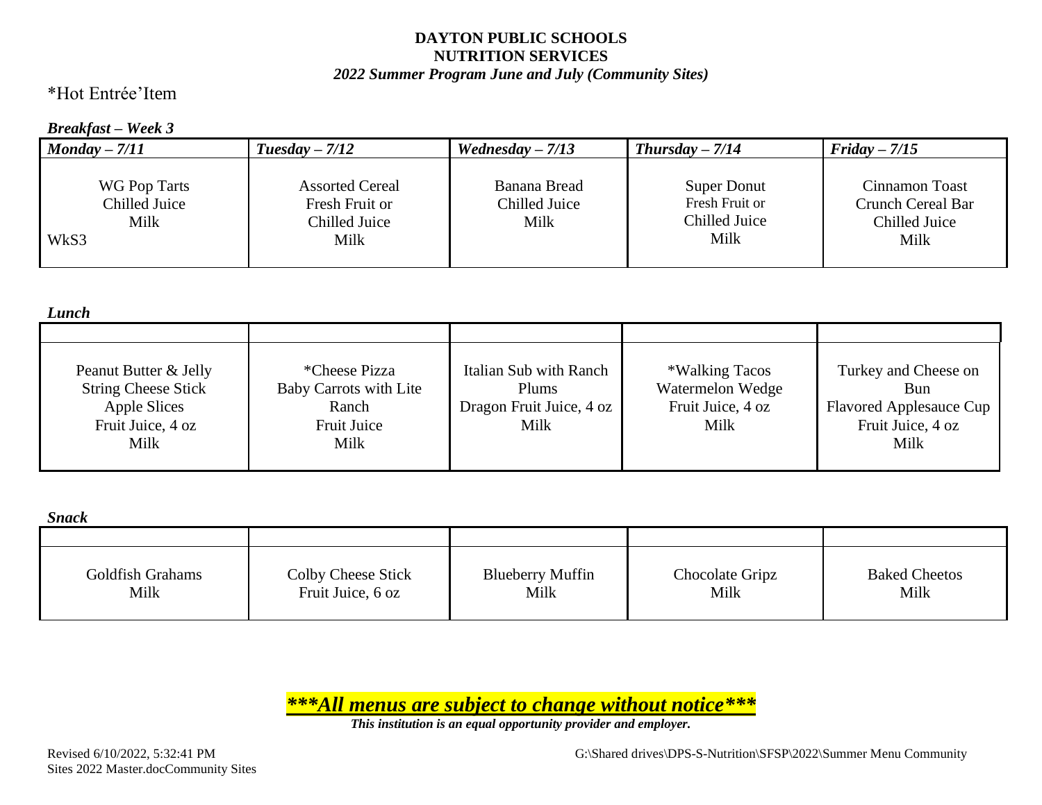**DAYTON PUBLIC SCHOOLS**
**NUTRITION SERVICES**
***2022 Summer Program June and July (Community Sites)***

*Hot Entrée'Item

***Breakfast – Week 3***

| ***Monday – 7/11*** | ***Tuesday – 7/12*** | ***Wednesday – 7/13*** | ***Thursday – 7/14*** | ***Friday – 7/15*** |
|---|---|---|---|---|
| WG Pop Tarts<br>Chilled Juice<br>Milk<br>WkS3 | Assorted Cereal<br>Fresh Fruit or<br>Chilled Juice<br>Milk | Banana Bread<br>Chilled Juice<br>Milk | Super Donut<br>Fresh Fruit or<br>Chilled Juice<br>Milk | Cinnamon Toast<br>Crunch Cereal Bar<br>Chilled Juice<br>Milk |

***Lunch***

| | | | | |
|---|---|---|---|---|
| Peanut Butter & Jelly<br>String Cheese Stick<br>Apple Slices<br>Fruit Juice, 4 oz<br>Milk | *Cheese Pizza<br>Baby Carrots with Lite<br>Ranch<br>Fruit Juice<br>Milk | Italian Sub with Ranch<br>Plums<br>Dragon Fruit Juice, 4 oz<br>Milk | *Walking Tacos<br>Watermelon Wedge<br>Fruit Juice, 4 oz<br>Milk | Turkey and Cheese on<br>Bun<br>Flavored Applesauce Cup<br>Fruit Juice, 4 oz<br>Milk |

***Snack***

| | | | | |
|---|---|---|---|---|
| Goldfish Grahams<br>Milk | Colby Cheese Stick<br>Fruit Juice, 6 oz | Blueberry Muffin<br>Milk | Chocolate Gripz<br>Milk | Baked Cheetos<br>Milk |

***\*\*\*All menus are subject to change without notice\*\*\****

***This institution is an equal opportunity provider and employer.***

Revised 6/10/2022, 5:32:41 PM G:\Shared drives\DPS-S-Nutrition\SFSP\2022\Summer Menu Community Sites 2022 Master.docCommunity Sites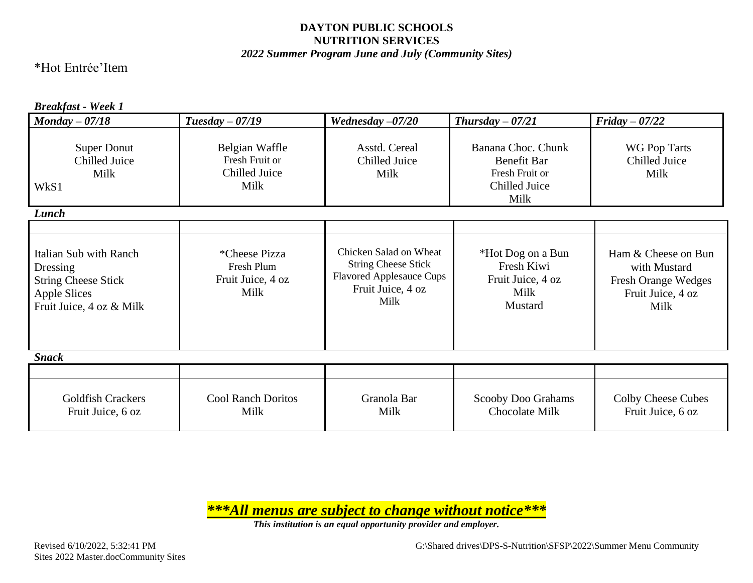**DAYTON PUBLIC SCHOOLS**
**NUTRITION SERVICES**
***2022 Summer Program June and July (Community Sites)***

*Hot Entrée'Item

***Breakfast - Week 1***

| ***Monday – 07/18*** | ***Tuesday – 07/19*** | ***Wednesday –07/20*** | ***Thursday – 07/21*** | ***Friday – 07/22*** |
|---|---|---|---|---|
| Super Donut<br>Chilled Juice<br>Milk<br>WkS1 | Belgian Waffle<br>Fresh Fruit or<br>Chilled Juice<br>Milk | Asstd. Cereal<br>Chilled Juice<br>Milk | Banana Choc. Chunk<br>Benefit Bar<br>Fresh Fruit or<br>Chilled Juice<br>Milk | WG Pop Tarts<br>Chilled Juice<br>Milk |

***Lunch***

| | | | | |
|---|---|---|---|---|
| Italian Sub with Ranch Dressing<br>String Cheese Stick<br>Apple Slices<br>Fruit Juice, 4 oz & Milk | *Cheese Pizza<br>Fresh Plum<br>Fruit Juice, 4 oz<br>Milk | Chicken Salad on Wheat<br>String Cheese Stick<br>Flavored Applesauce Cups<br>Fruit Juice, 4 oz<br>Milk | *Hot Dog on a Bun<br>Fresh Kiwi<br>Fruit Juice, 4 oz<br>Milk<br>Mustard | Ham & Cheese on Bun with Mustard<br>Fresh Orange Wedges<br>Fruit Juice, 4 oz<br>Milk |

***Snack***

| | | | | |
|---|---|---|---|---|
| Goldfish Crackers<br>Fruit Juice, 6 oz | Cool Ranch Doritos<br>Milk | Granola Bar<br>Milk | Scooby Doo Grahams<br>Chocolate Milk | Colby Cheese Cubes<br>Fruit Juice, 6 oz |

***\*\*\*All menus are subject to change without notice\*\*\****

***This institution is an equal opportunity provider and employer.***

Revised 6/10/2022, 5:32:41 PM G:\Shared drives\DPS-S-Nutrition\SFSP\2022\Summer Menu Community Sites 2022 Master.docCommunity Sites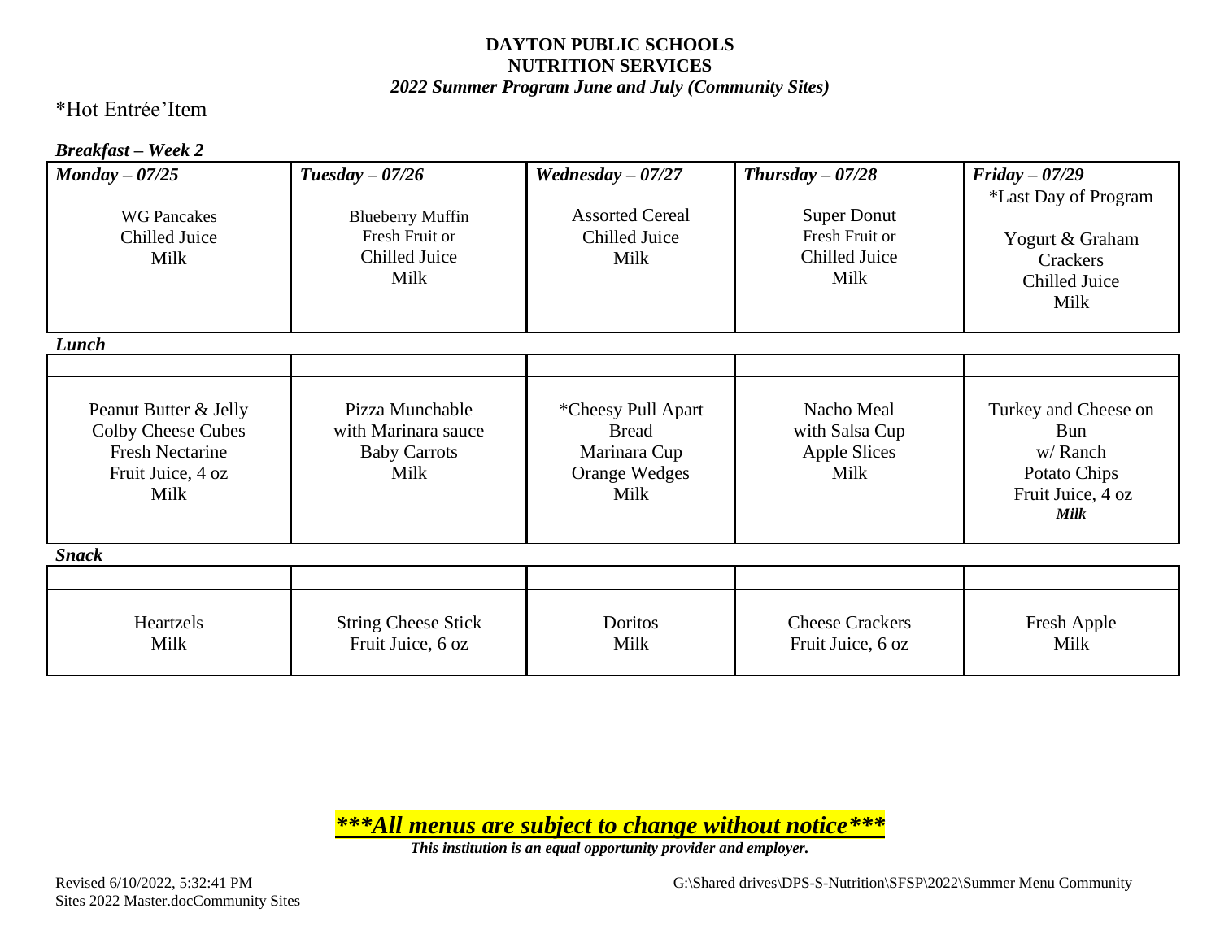**DAYTON PUBLIC SCHOOLS**
**NUTRITION SERVICES**
***2022 Summer Program June and July (Community Sites)***

*Hot Entrée'Item

***Breakfast – Week 2***

| ***Monday – 07/25*** | ***Tuesday – 07/26*** | ***Wednesday – 07/27*** | ***Thursday – 07/28*** | ***Friday – 07/29*** |
|---|---|---|---|---|
| WG Pancakes<br>Chilled Juice<br>Milk | Blueberry Muffin<br>Fresh Fruit or<br>Chilled Juice<br>Milk | Assorted Cereal<br>Chilled Juice<br>Milk | Super Donut<br>Fresh Fruit or<br>Chilled Juice<br>Milk | *Last Day of Program<br><br>Yogurt & Graham Crackers<br>Chilled Juice<br>Milk |

***Lunch***

| | | | | |
|---|---|---|---|---|
| Peanut Butter & Jelly<br>Colby Cheese Cubes<br>Fresh Nectarine<br>Fruit Juice, 4 oz<br>Milk | Pizza Munchable<br>with Marinara sauce<br>Baby Carrots<br>Milk | *Cheesy Pull Apart Bread<br>Marinara Cup<br>Orange Wedges<br>Milk | Nacho Meal<br>with Salsa Cup<br>Apple Slices<br>Milk | Turkey and Cheese on Bun<br>w/ Ranch<br>Potato Chips<br>Fruit Juice, 4 oz<br>***Milk*** |

***Snack***

| | | | | |
|---|---|---|---|---|
| Heartzels<br>Milk | String Cheese Stick<br>Fruit Juice, 6 oz | Doritos<br>Milk | Cheese Crackers<br>Fruit Juice, 6 oz | Fresh Apple<br>Milk |

***\*\*\*All menus are subject to change without notice\*\*\****

***This institution is an equal opportunity provider and employer.***

Revised 6/10/2022, 5:32:41 PM G:\Shared drives\DPS-S-Nutrition\SFSP\2022\Summer Menu Community Sites 2022 Master.docCommunity Sites